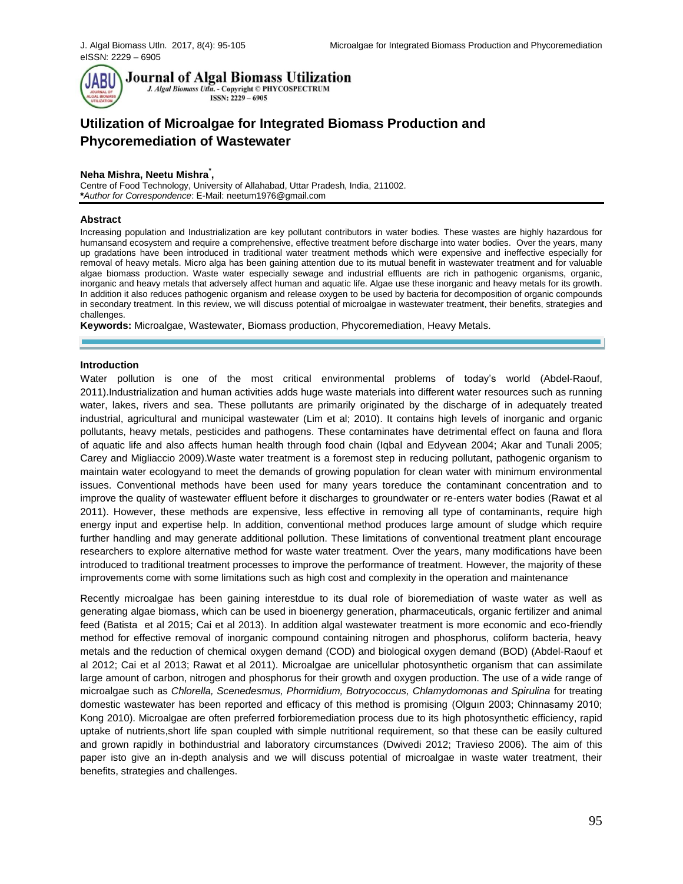# Utilization of Microalgae for Integrated Biomass Production and Phycoremediation of Wastewater

**Neha Mishra, Neetu Mishra[*],**

Centre of Food Technology, University of Allahabad, Uttar Pradesh, India, 211002.

***Author for Correspondence**: E-Mail: neetum1976@gmail.com

## Abstract

Increasing population and Industrialization are key pollutant contributors in water bodies. These wastes are highly hazardous for humansand ecosystem and require a comprehensive, effective treatment before discharge into water bodies. Over the years, many up gradations have been introduced in traditional water treatment methods which were expensive and ineffective especially for removal of heavy metals. Micro alga has been gaining attention due to its mutual benefit in wastewater treatment and for valuable algae biomass production. Waste water especially sewage and industrial effluents are rich in pathogenic organisms, organic, inorganic and heavy metals that adversely affect human and aquatic life. Algae use these inorganic and heavy metals for its growth. In addition it also reduces pathogenic organism and release oxygen to be used by bacteria for decomposition of organic compounds in secondary treatment. In this review, we will discuss potential of microalgae in wastewater treatment, their benefits, strategies and challenges.

**Keywords:** Microalgae, Wastewater, Biomass production, Phycoremediation, Heavy Metals.

## Introduction

Water pollution is one of the most critical environmental problems of today's world (Abdel-Raouf, 2011).Industrialization and human activities adds huge waste materials into different water resources such as running water, lakes, rivers and sea. These pollutants are primarily originated by the discharge of in adequately treated industrial, agricultural and municipal wastewater (Lim et al; 2010). It contains high levels of inorganic and organic pollutants, heavy metals, pesticides and pathogens. These contaminates have detrimental effect on fauna and flora of aquatic life and also affects human health through food chain (Iqbal and Edyvean 2004; Akar and Tunali 2005; Carey and Migliaccio 2009).Waste water treatment is a foremost step in reducing pollutant, pathogenic organism to maintain water ecologyand to meet the demands of growing population for clean water with minimum environmental issues. Conventional methods have been used for many years toreduce the contaminant concentration and to improve the quality of wastewater effluent before it discharges to groundwater or re-enters water bodies (Rawat et al 2011). However, these methods are expensive, less effective in removing all type of contaminants, require high energy input and expertise help. In addition, conventional method produces large amount of sludge which require further handling and may generate additional pollution. These limitations of conventional treatment plant encourage researchers to explore alternative method for waste water treatment. Over the years, many modifications have been introduced to traditional treatment processes to improve the performance of treatment. However, the majority of these improvements come with some limitations such as high cost and complexity in the operation and maintenance.

Recently microalgae has been gaining interestdue to its dual role of bioremediation of waste water as well as generating algae biomass, which can be used in bioenergy generation, pharmaceuticals, organic fertilizer and animal feed (Batista et al 2015; Cai et al 2013). In addition algal wastewater treatment is more economic and eco-friendly method for effective removal of inorganic compound containing nitrogen and phosphorus, coliform bacteria, heavy metals and the reduction of chemical oxygen demand (COD) and biological oxygen demand (BOD) (Abdel-Raouf et al 2012; Cai et al 2013; Rawat et al 2011). Microalgae are unicellular photosynthetic organism that can assimilate large amount of carbon, nitrogen and phosphorus for their growth and oxygen production. The use of a wide range of microalgae such as *Chlorella, Scenedesmus, Phormidium, Botryococcus, Chlamydomonas and Spirulina* for treating domestic wastewater has been reported and efficacy of this method is promising (Olguın 2003; Chinnasamy 2010; Kong 2010). Microalgae are often preferred forbioremediation process due to its high photosynthetic efficiency, rapid uptake of nutrients,short life span coupled with simple nutritional requirement, so that these can be easily cultured and grown rapidly in bothindustrial and laboratory circumstances (Dwivedi 2012; Travieso 2006). The aim of this paper isto give an in-depth analysis and we will discuss potential of microalgae in waste water treatment, their benefits, strategies and challenges.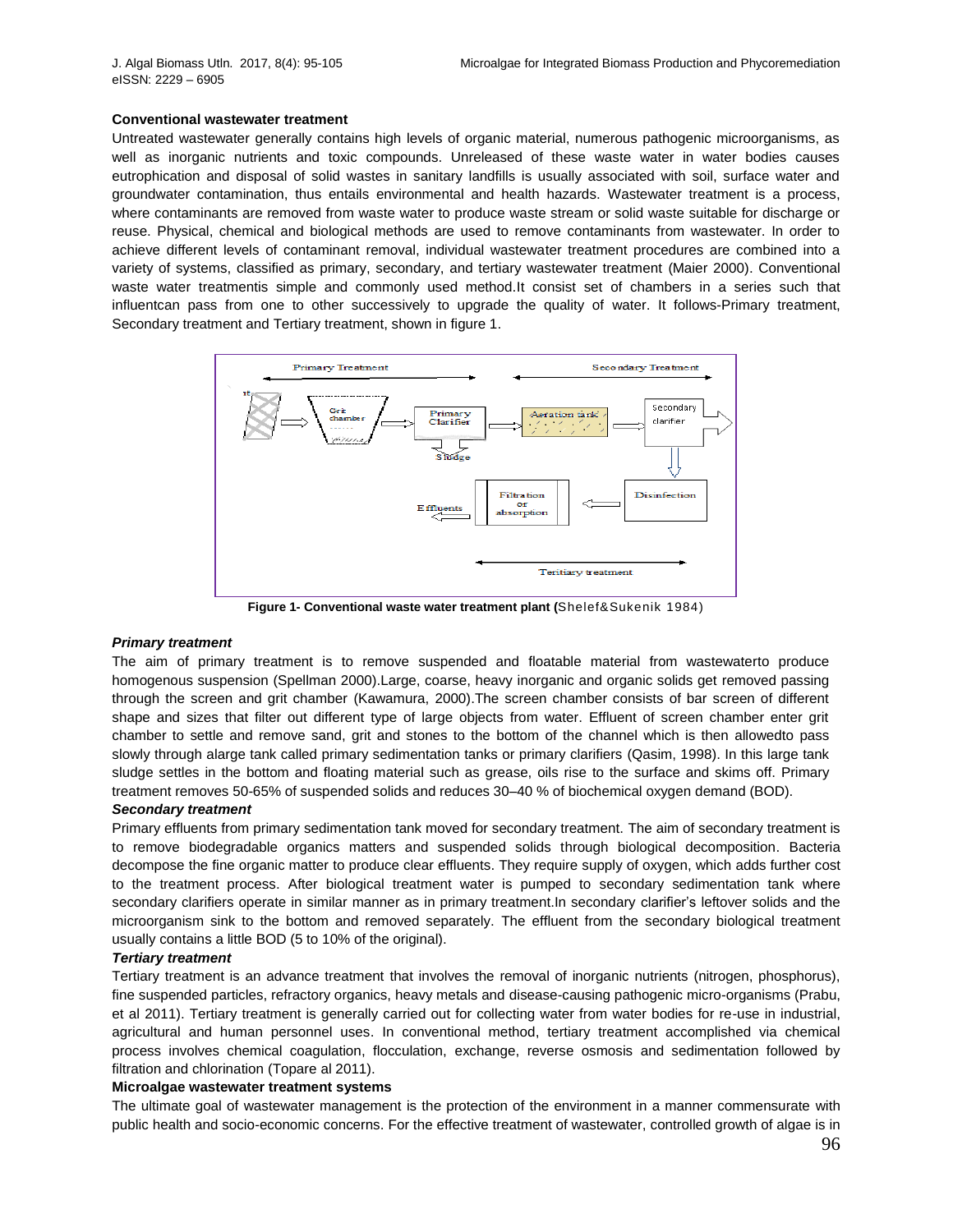**Conventional wastewater treatment**

Untreated wastewater generally contains high levels of organic material, numerous pathogenic microorganisms, as well as inorganic nutrients and toxic compounds. Unreleased of these waste water in water bodies causes eutrophication and disposal of solid wastes in sanitary landfills is usually associated with soil, surface water and groundwater contamination, thus entails environmental and health hazards. Wastewater treatment is a process, where contaminants are removed from waste water to produce waste stream or solid waste suitable for discharge or reuse. Physical, chemical and biological methods are used to remove contaminants from wastewater. In order to achieve different levels of contaminant removal, individual wastewater treatment procedures are combined into a variety of systems, classified as primary, secondary, and tertiary wastewater treatment (Maier 2000). Conventional waste water treatmentis simple and commonly used method.It consist set of chambers in a series such that influentcan pass from one to other successively to upgrade the quality of water. It follows-Primary treatment, Secondary treatment and Tertiary treatment, shown in figure 1.

**Figure 1- Conventional waste water treatment plant (**Shelef&Sukenik 1984)

***Primary treatment***

The aim of primary treatment is to remove suspended and floatable material from wastewaterto produce homogenous suspension (Spellman 2000).Large, coarse, heavy inorganic and organic solids get removed passing through the screen and grit chamber (Kawamura, 2000).The screen chamber consists of bar screen of different shape and sizes that filter out different type of large objects from water. Effluent of screen chamber enter grit chamber to settle and remove sand, grit and stones to the bottom of the channel which is then allowedto pass slowly through alarge tank called primary sedimentation tanks or primary clarifiers (Qasim, 1998). In this large tank sludge settles in the bottom and floating material such as grease, oils rise to the surface and skims off. Primary treatment removes 50-65% of suspended solids and reduces 30–40 % of biochemical oxygen demand (BOD).

***Secondary treatment***

Primary effluents from primary sedimentation tank moved for secondary treatment. The aim of secondary treatment is to remove biodegradable organics matters and suspended solids through biological decomposition. Bacteria decompose the fine organic matter to produce clear effluents. They require supply of oxygen, which adds further cost to the treatment process. After biological treatment water is pumped to secondary sedimentation tank where secondary clarifiers operate in similar manner as in primary treatment.In secondary clarifier's leftover solids and the microorganism sink to the bottom and removed separately. The effluent from the secondary biological treatment usually contains a little BOD (5 to 10% of the original).

***Tertiary treatment***

Tertiary treatment is an advance treatment that involves the removal of inorganic nutrients (nitrogen, phosphorus), fine suspended particles, refractory organics, heavy metals and disease-causing pathogenic micro-organisms (Prabu, et al 2011). Tertiary treatment is generally carried out for collecting water from water bodies for re-use in industrial, agricultural and human personnel uses. In conventional method, tertiary treatment accomplished via chemical process involves chemical coagulation, flocculation, exchange, reverse osmosis and sedimentation followed by filtration and chlorination (Topare al 2011).

**Microalgae wastewater treatment systems**

The ultimate goal of wastewater management is the protection of the environment in a manner commensurate with public health and socio-economic concerns. For the effective treatment of wastewater, controlled growth of algae is in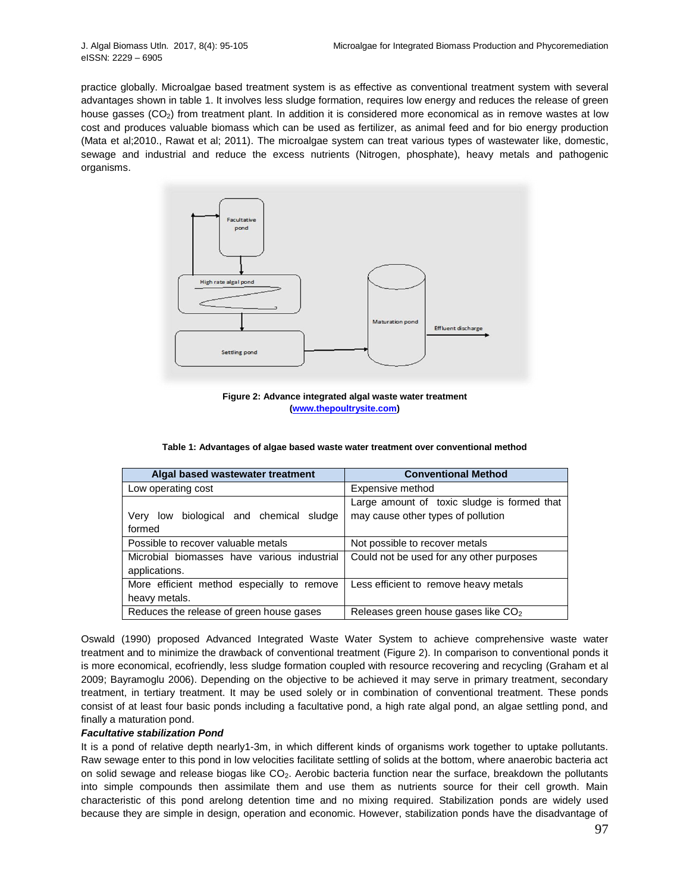practice globally. Microalgae based treatment system is as effective as conventional treatment system with several advantages shown in table 1. It involves less sludge formation, requires low energy and reduces the release of green house gasses ($CO_2$) from treatment plant. In addition it is considered more economical as in remove wastes at low cost and produces valuable biomass which can be used as fertilizer, as animal feed and for bio energy production (Mata et al;2010., Rawat et al; 2011). The microalgae system can treat various types of wastewater like, domestic, sewage and industrial and reduce the excess nutrients (Nitrogen, phosphate), heavy metals and pathogenic organisms.

**Figure 2: Advance integrated algal waste water treatment (www.thepoultrysite.com)**

**Table 1: Advantages of algae based waste water treatment over conventional method**

| Algal based wastewater treatment | Conventional Method |
|---|---|
| Low operating cost | Expensive method |
| Very low biological and chemical sludge formed | Large amount of toxic sludge is formed that may cause other types of pollution |
| Possible to recover valuable metals | Not possible to recover metals |
| Microbial biomasses have various industrial applications. | Could not be used for any other purposes |
| More efficient method especially to remove heavy metals. | Less efficient to remove heavy metals |
| Reduces the release of green house gases | Releases green house gases like $CO_2$ |

Oswald (1990) proposed Advanced Integrated Waste Water System to achieve comprehensive waste water treatment and to minimize the drawback of conventional treatment (Figure 2). In comparison to conventional ponds it is more economical, ecofriendly, less sludge formation coupled with resource recovering and recycling (Graham et al 2009; Bayramoglu 2006). Depending on the objective to be achieved it may serve in primary treatment, secondary treatment, in tertiary treatment. It may be used solely or in combination of conventional treatment. These ponds consist of at least four basic ponds including a facultative pond, a high rate algal pond, an algae settling pond, and finally a maturation pond.

***Facultative stabilization Pond***

It is a pond of relative depth nearly1-3m, in which different kinds of organisms work together to uptake pollutants. Raw sewage enter to this pond in low velocities facilitate settling of solids at the bottom, where anaerobic bacteria act on solid sewage and release biogas like $CO_2$. Aerobic bacteria function near the surface, breakdown the pollutants into simple compounds then assimilate them and use them as nutrients source for their cell growth. Main characteristic of this pond arelong detention time and no mixing required. Stabilization ponds are widely used because they are simple in design, operation and economic. However, stabilization ponds have the disadvantage of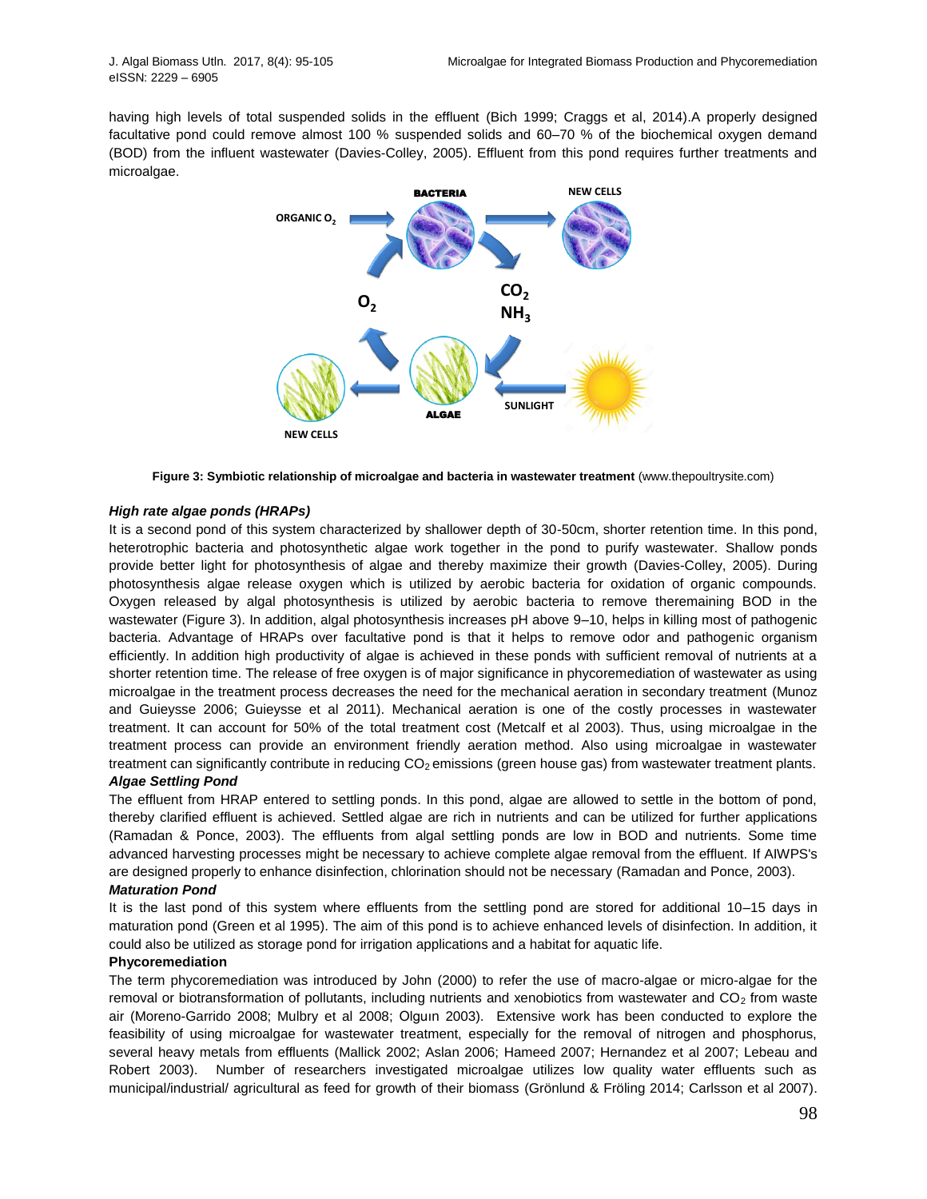having high levels of total suspended solids in the effluent (Bich 1999; Craggs et al, 2014).A properly designed facultative pond could remove almost 100 % suspended solids and 60–70 % of the biochemical oxygen demand (BOD) from the influent wastewater (Davies-Colley, 2005). Effluent from this pond requires further treatments and microalgae.

**Figure 3: Symbiotic relationship of microalgae and bacteria in wastewater treatment** (www.thepoultrysite.com)

***High rate algae ponds (HRAPs)***

It is a second pond of this system characterized by shallower depth of 30-50cm, shorter retention time. In this pond, heterotrophic bacteria and photosynthetic algae work together in the pond to purify wastewater. Shallow ponds provide better light for photosynthesis of algae and thereby maximize their growth (Davies-Colley, 2005). During photosynthesis algae release oxygen which is utilized by aerobic bacteria for oxidation of organic compounds. Oxygen released by algal photosynthesis is utilized by aerobic bacteria to remove theremaining BOD in the wastewater (Figure 3). In addition, algal photosynthesis increases pH above 9–10, helps in killing most of pathogenic bacteria. Advantage of HRAPs over facultative pond is that it helps to remove odor and pathogenic organism efficiently. In addition high productivity of algae is achieved in these ponds with sufficient removal of nutrients at a shorter retention time. The release of free oxygen is of major significance in phycoremediation of wastewater as using microalgae in the treatment process decreases the need for the mechanical aeration in secondary treatment (Munoz and Guieysse 2006; Guieysse et al 2011). Mechanical aeration is one of the costly processes in wastewater treatment. It can account for 50% of the total treatment cost (Metcalf et al 2003). Thus, using microalgae in the treatment process can provide an environment friendly aeration method. Also using microalgae in wastewater treatment can significantly contribute in reducing $CO_2$ emissions (green house gas) from wastewater treatment plants.

***Algae Settling Pond***

The effluent from HRAP entered to settling ponds. In this pond, algae are allowed to settle in the bottom of pond, thereby clarified effluent is achieved. Settled algae are rich in nutrients and can be utilized for further applications (Ramadan & Ponce, 2003). The effluents from algal settling ponds are low in BOD and nutrients. Some time advanced harvesting processes might be necessary to achieve complete algae removal from the effluent. If AIWPS's are designed properly to enhance disinfection, chlorination should not be necessary (Ramadan and Ponce, 2003).

***Maturation Pond***

It is the last pond of this system where effluents from the settling pond are stored for additional 10–15 days in maturation pond (Green et al 1995). The aim of this pond is to achieve enhanced levels of disinfection. In addition, it could also be utilized as storage pond for irrigation applications and a habitat for aquatic life.

**Phycoremediation**

The term phycoremediation was introduced by John (2000) to refer the use of macro-algae or micro-algae for the removal or biotransformation of pollutants, including nutrients and xenobiotics from wastewater and $CO_2$ from waste air (Moreno-Garrido 2008; Mulbry et al 2008; Olguın 2003). Extensive work has been conducted to explore the feasibility of using microalgae for wastewater treatment, especially for the removal of nitrogen and phosphorus, several heavy metals from effluents (Mallick 2002; Aslan 2006; Hameed 2007; Hernandez et al 2007; Lebeau and Robert 2003). Number of researchers investigated microalgae utilizes low quality water effluents such as municipal/industrial/ agricultural as feed for growth of their biomass (Grönlund & Fröling 2014; Carlsson et al 2007).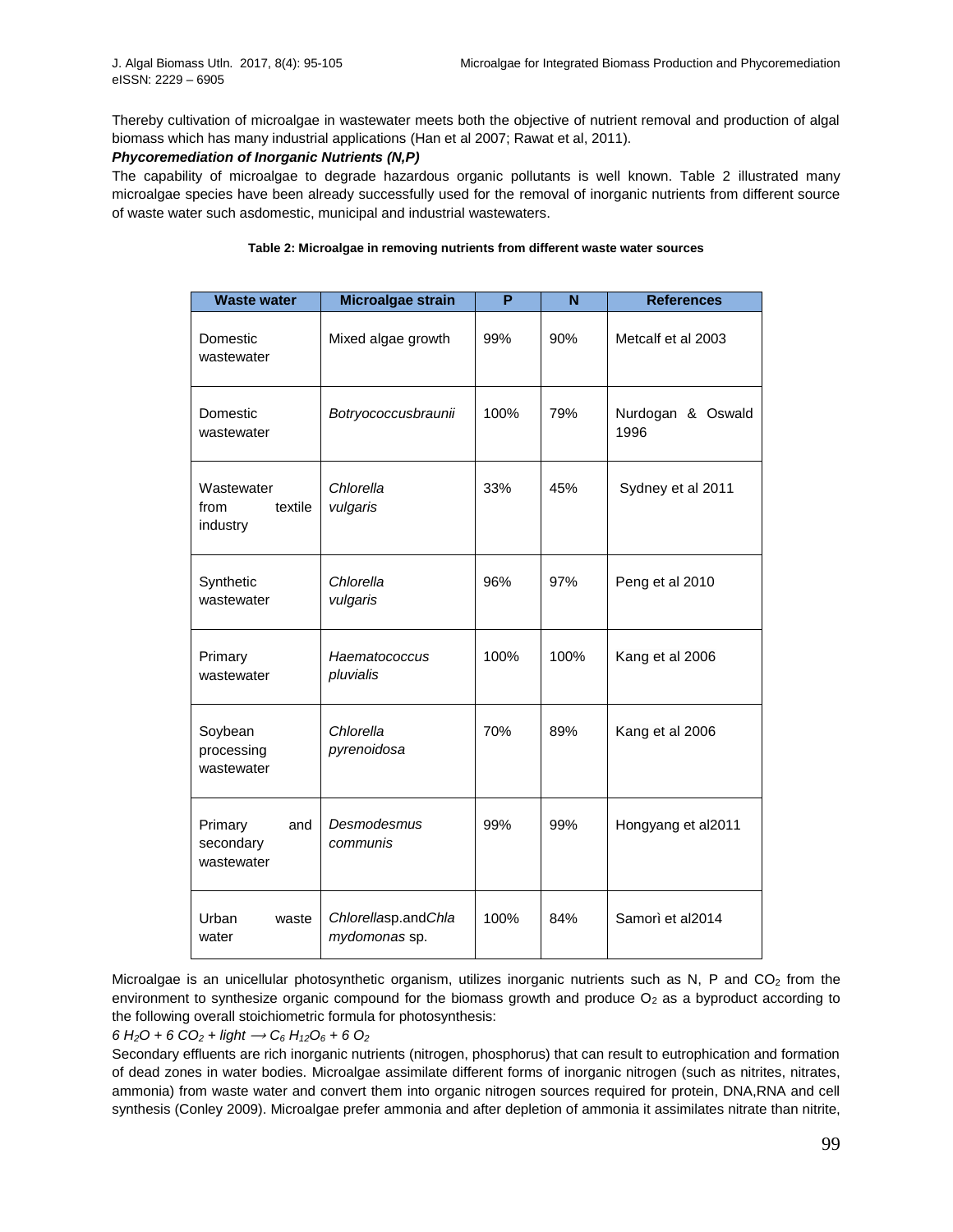Thereby cultivation of microalgae in wastewater meets both the objective of nutrient removal and production of algal biomass which has many industrial applications (Han et al 2007; Rawat et al, 2011).

***Phycoremediation of Inorganic Nutrients (N,P)***

The capability of microalgae to degrade hazardous organic pollutants is well known. Table 2 illustrated many microalgae species have been already successfully used for the removal of inorganic nutrients from different source of waste water such asdomestic, municipal and industrial wastewaters.

**Table 2: Microalgae in removing nutrients from different waste water sources**

| Waste water | Microalgae strain | P | N | References |
|---|---|---|---|---|
| Domestic wastewater | Mixed algae growth | 99% | 90% | Metcalf et al 2003 |
| Domestic wastewater | *Botryococcusbraunii* | 100% | 79% | Nurdogan & Oswald 1996 |
| Wastewater from textile industry | *Chlorella vulgaris* | 33% | 45% | Sydney et al 2011 |
| Synthetic wastewater | *Chlorella vulgaris* | 96% | 97% | Peng et al 2010 |
| Primary wastewater | *Haematococcus pluvialis* | 100% | 100% | Kang et al 2006 |
| Soybean processing wastewater | *Chlorella pyrenoidosa* | 70% | 89% | Kang et al 2006 |
| Primary and secondary wastewater | *Desmodesmus communis* | 99% | 99% | Hongyang et al2011 |
| Urban waste water | *Chlorella*sp.and*Chlamydomonas* sp. | 100% | 84% | Samorì et al2014 |

Microalgae is an unicellular photosynthetic organism, utilizes inorganic nutrients such as N, P and $CO_2$ from the environment to synthesize organic compound for the biomass growth and produce $O_2$ as a byproduct according to the following overall stoichiometric formula for photosynthesis:

$$6\ H_2O + 6\ CO_2 + light \longrightarrow C_6H_{12}O_6 + 6\ O_2$$

Secondary effluents are rich inorganic nutrients (nitrogen, phosphorus) that can result to eutrophication and formation of dead zones in water bodies. Microalgae assimilate different forms of inorganic nitrogen (such as nitrites, nitrates, ammonia) from waste water and convert them into organic nitrogen sources required for protein, DNA,RNA and cell synthesis (Conley 2009). Microalgae prefer ammonia and after depletion of ammonia it assimilates nitrate than nitrite,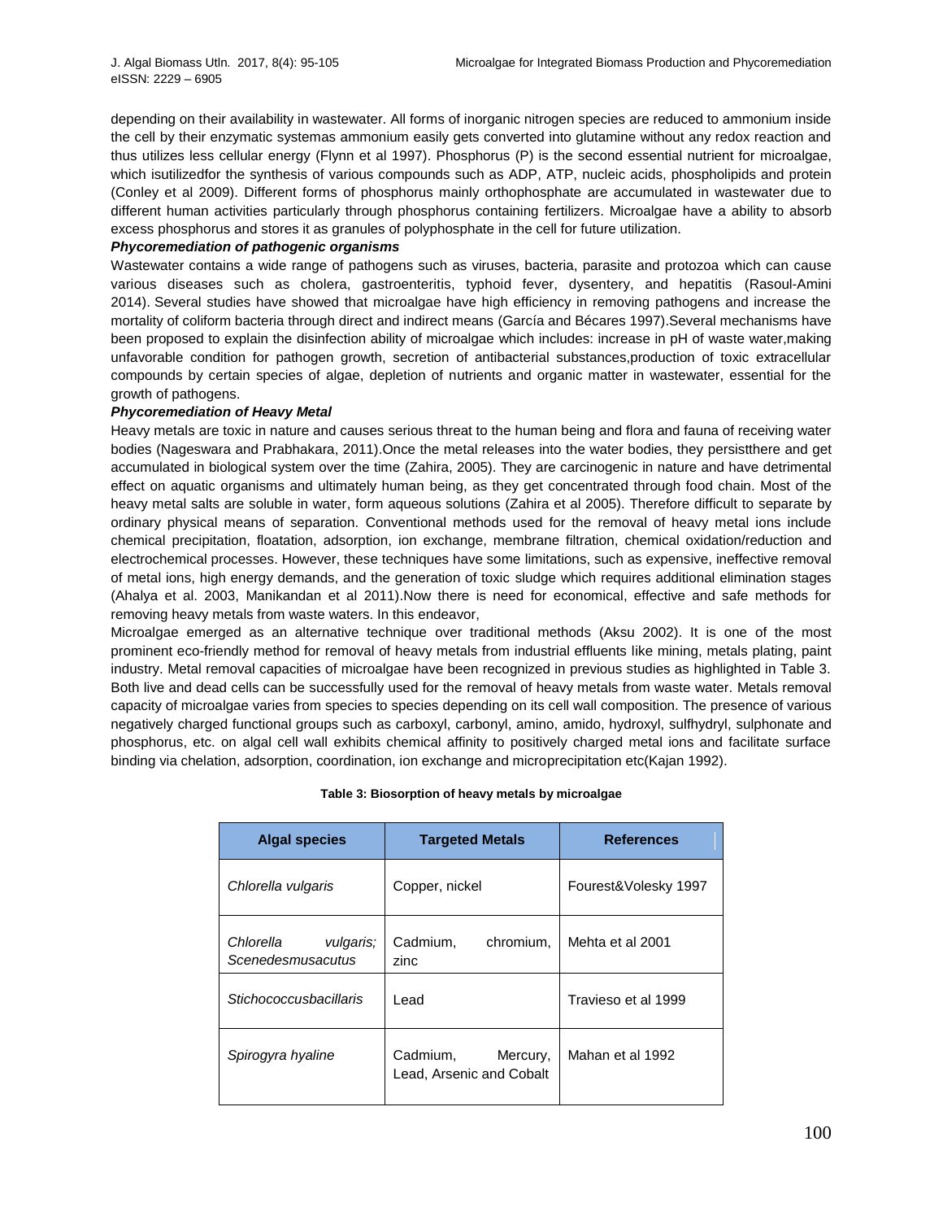depending on their availability in wastewater. All forms of inorganic nitrogen species are reduced to ammonium inside the cell by their enzymatic systemas ammonium easily gets converted into glutamine without any redox reaction and thus utilizes less cellular energy (Flynn et al 1997). Phosphorus (P) is the second essential nutrient for microalgae, which isutilizedfor the synthesis of various compounds such as ADP, ATP, nucleic acids, phospholipids and protein (Conley et al 2009). Different forms of phosphorus mainly orthophosphate are accumulated in wastewater due to different human activities particularly through phosphorus containing fertilizers. Microalgae have a ability to absorb excess phosphorus and stores it as granules of polyphosphate in the cell for future utilization.

***Phycoremediation of pathogenic organisms***

Wastewater contains a wide range of pathogens such as viruses, bacteria, parasite and protozoa which can cause various diseases such as cholera, gastroenteritis, typhoid fever, dysentery, and hepatitis (Rasoul-Amini 2014). Several studies have showed that microalgae have high efficiency in removing pathogens and increase the mortality of coliform bacteria through direct and indirect means (García and Bécares 1997).Several mechanisms have been proposed to explain the disinfection ability of microalgae which includes: increase in pH of waste water,making unfavorable condition for pathogen growth, secretion of antibacterial substances,production of toxic extracellular compounds by certain species of algae, depletion of nutrients and organic matter in wastewater, essential for the growth of pathogens.

***Phycoremediation of Heavy Metal***

Heavy metals are toxic in nature and causes serious threat to the human being and flora and fauna of receiving water bodies (Nageswara and Prabhakara, 2011).Once the metal releases into the water bodies, they persistthere and get accumulated in biological system over the time (Zahira, 2005). They are carcinogenic in nature and have detrimental effect on aquatic organisms and ultimately human being, as they get concentrated through food chain. Most of the heavy metal salts are soluble in water, form aqueous solutions (Zahira et al 2005). Therefore difficult to separate by ordinary physical means of separation. Conventional methods used for the removal of heavy metal ions include chemical precipitation, floatation, adsorption, ion exchange, membrane filtration, chemical oxidation/reduction and electrochemical processes. However, these techniques have some limitations, such as expensive, ineffective removal of metal ions, high energy demands, and the generation of toxic sludge which requires additional elimination stages (Ahalya et al. 2003, Manikandan et al 2011).Now there is need for economical, effective and safe methods for removing heavy metals from waste waters. In this endeavor,

Microalgae emerged as an alternative technique over traditional methods (Aksu 2002). It is one of the most prominent eco-friendly method for removal of heavy metals from industrial effluents like mining, metals plating, paint industry. Metal removal capacities of microalgae have been recognized in previous studies as highlighted in Table 3. Both live and dead cells can be successfully used for the removal of heavy metals from waste water. Metals removal capacity of microalgae varies from species to species depending on its cell wall composition. The presence of various negatively charged functional groups such as carboxyl, carbonyl, amino, amido, hydroxyl, sulfhydryl, sulphonate and phosphorus, etc. on algal cell wall exhibits chemical affinity to positively charged metal ions and facilitate surface binding via chelation, adsorption, coordination, ion exchange and microprecipitation etc(Kajan 1992).

**Table 3: Biosorption of heavy metals by microalgae**

| Algal species | Targeted Metals | References |
|---|---|---|
| *Chlorella vulgaris* | Copper, nickel | Fourest&Volesky 1997 |
| *Chlorella vulgaris; Scenedesmusacutus* | Cadmium, chromium, zinc | Mehta et al 2001 |
| *Stichococcusbacillaris* | Lead | Travieso et al 1999 |
| *Spirogyra hyaline* | Cadmium, Mercury, Lead, Arsenic and Cobalt | Mahan et al 1992 |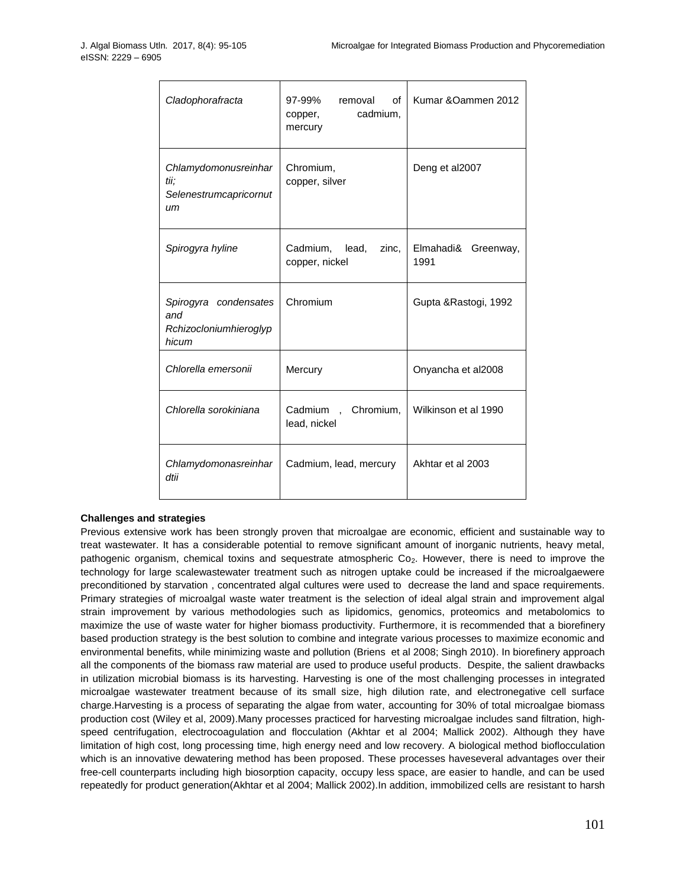| *Cladophorafracta* | 97-99% removal of copper, cadmium, mercury | Kumar &Oammen 2012 |
|---|---|---|
| *Chlamydomonusreinhartii; Selenestrumcapricornutum* | Chromium, copper, silver | Deng et al2007 |
| *Spirogyra hyline* | Cadmium, lead, zinc, copper, nickel | Elmahadi& Greenway, 1991 |
| *Spirogyra condensates and Rchizocloniumhieroglyphicum* | Chromium | Gupta &Rastogi, 1992 |
| *Chlorella emersonii* | Mercury | Onyancha et al2008 |
| *Chlorella sorokiniana* | Cadmium , Chromium, lead, nickel | Wilkinson et al 1990 |
| *Chlamydomonasreinhardtii* | Cadmium, lead, mercury | Akhtar et al 2003 |

**Challenges and strategies**

Previous extensive work has been strongly proven that microalgae are economic, efficient and sustainable way to treat wastewater. It has a considerable potential to remove significant amount of inorganic nutrients, heavy metal, pathogenic organism, chemical toxins and sequestrate atmospheric $Co_2$. However, there is need to improve the technology for large scalewastewater treatment such as nitrogen uptake could be increased if the microalgaewere preconditioned by starvation , concentrated algal cultures were used to decrease the land and space requirements. Primary strategies of microalgal waste water treatment is the selection of ideal algal strain and improvement algal strain improvement by various methodologies such as lipidomics, genomics, proteomics and metabolomics to maximize the use of waste water for higher biomass productivity. Furthermore, it is recommended that a biorefinery based production strategy is the best solution to combine and integrate various processes to maximize economic and environmental benefits, while minimizing waste and pollution (Briens et al 2008; Singh 2010). In biorefinery approach all the components of the biomass raw material are used to produce useful products. Despite, the salient drawbacks in utilization microbial biomass is its harvesting. Harvesting is one of the most challenging processes in integrated microalgae wastewater treatment because of its small size, high dilution rate, and electronegative cell surface charge.Harvesting is a process of separating the algae from water, accounting for 30% of total microalgae biomass production cost (Wiley et al, 2009).Many processes practiced for harvesting microalgae includes sand filtration, high-speed centrifugation, electrocoagulation and flocculation (Akhtar et al 2004; Mallick 2002). Although they have limitation of high cost, long processing time, high energy need and low recovery. A biological method bioflocculation which is an innovative dewatering method has been proposed. These processes haveseveral advantages over their free-cell counterparts including high biosorption capacity, occupy less space, are easier to handle, and can be used repeatedly for product generation(Akhtar et al 2004; Mallick 2002).In addition, immobilized cells are resistant to harsh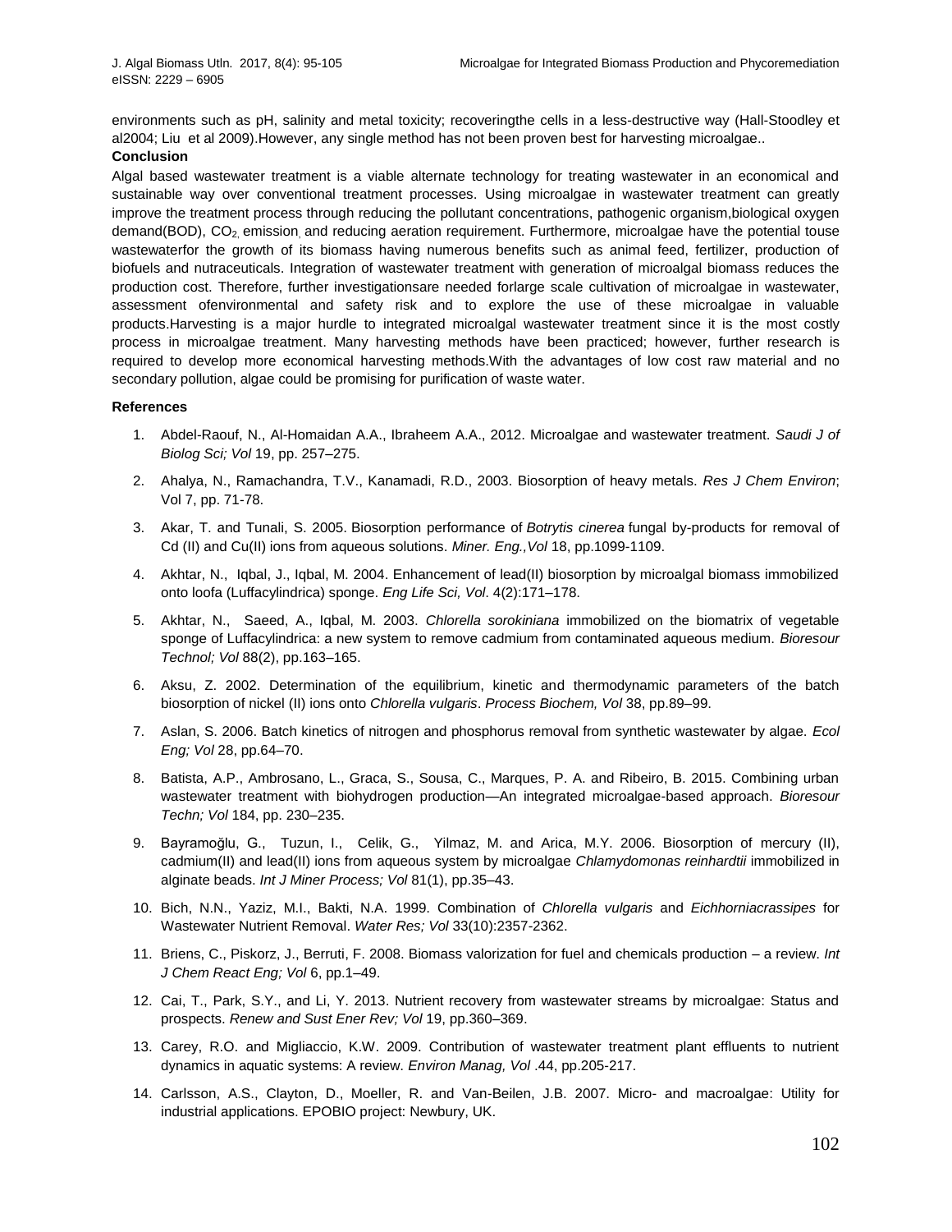environments such as pH, salinity and metal toxicity; recoveringthe cells in a less-destructive way (Hall-Stoodley et al2004; Liu et al 2009).However, any single method has not been proven best for harvesting microalgae..

**Conclusion**

Algal based wastewater treatment is a viable alternate technology for treating wastewater in an economical and sustainable way over conventional treatment processes. Using microalgae in wastewater treatment can greatly improve the treatment process through reducing the pollutant concentrations, pathogenic organism,biological oxygen demand(BOD), $CO_2$, emission, and reducing aeration requirement. Furthermore, microalgae have the potential touse wastewaterfor the growth of its biomass having numerous benefits such as animal feed, fertilizer, production of biofuels and nutraceuticals. Integration of wastewater treatment with generation of microalgal biomass reduces the production cost. Therefore, further investigationsare needed forlarge scale cultivation of microalgae in wastewater, assessment ofenvironmental and safety risk and to explore the use of these microalgae in valuable products.Harvesting is a major hurdle to integrated microalgal wastewater treatment since it is the most costly process in microalgae treatment. Many harvesting methods have been practiced; however, further research is required to develop more economical harvesting methods.With the advantages of low cost raw material and no secondary pollution, algae could be promising for purification of waste water.

**References**

1. Abdel-Raouf, N., Al-Homaidan A.A., Ibraheem A.A., 2012. Microalgae and wastewater treatment. *Saudi J of Biolog Sci; Vol* 19, pp. 257–275.
2. Ahalya, N., Ramachandra, T.V., Kanamadi, R.D., 2003. Biosorption of heavy metals. *Res J Chem Environ*; Vol 7, pp. 71-78.
3. Akar, T. and Tunali, S. 2005. Biosorption performance of *Botrytis cinerea* fungal by-products for removal of Cd (II) and Cu(II) ions from aqueous solutions. *Miner. Eng.,Vol* 18, pp.1099-1109.
4. Akhtar, N., Iqbal, J., Iqbal, M. 2004. Enhancement of lead(II) biosorption by microalgal biomass immobilized onto loofa (Luffacylindrica) sponge. *Eng Life Sci, Vol*. 4(2):171–178.
5. Akhtar, N., Saeed, A., Iqbal, M. 2003. *Chlorella sorokiniana* immobilized on the biomatrix of vegetable sponge of Luffacylindrica: a new system to remove cadmium from contaminated aqueous medium. *Bioresour Technol; Vol* 88(2), pp.163–165.
6. Aksu, Z. 2002. Determination of the equilibrium, kinetic and thermodynamic parameters of the batch biosorption of nickel (II) ions onto *Chlorella vulgaris*. *Process Biochem, Vol* 38, pp.89–99.
7. Aslan, S. 2006. Batch kinetics of nitrogen and phosphorus removal from synthetic wastewater by algae. *Ecol Eng; Vol* 28, pp.64–70.
8. Batista, A.P., Ambrosano, L., Graca, S., Sousa, C., Marques, P. A. and Ribeiro, B. 2015. Combining urban wastewater treatment with biohydrogen production—An integrated microalgae-based approach. *Bioresour Techn; Vol* 184, pp. 230–235.
9. Bayramoğlu, G., Tuzun, I., Celik, G., Yilmaz, M. and Arica, M.Y. 2006. Biosorption of mercury (II), cadmium(II) and lead(II) ions from aqueous system by microalgae *Chlamydomonas reinhardtii* immobilized in alginate beads. *Int J Miner Process; Vol* 81(1), pp.35–43.
10. Bich, N.N., Yaziz, M.I., Bakti, N.A. 1999. Combination of *Chlorella vulgaris* and *Eichhorniacrassipes* for Wastewater Nutrient Removal. *Water Res; Vol* 33(10):2357-2362.
11. Briens, C., Piskorz, J., Berruti, F. 2008. Biomass valorization for fuel and chemicals production – a review. *Int J Chem React Eng; Vol* 6, pp.1–49.
12. Cai, T., Park, S.Y., and Li, Y. 2013. Nutrient recovery from wastewater streams by microalgae: Status and prospects. *Renew and Sust Ener Rev; Vol* 19, pp.360–369.
13. Carey, R.O. and Migliaccio, K.W. 2009. Contribution of wastewater treatment plant effluents to nutrient dynamics in aquatic systems: A review. *Environ Manag, Vol* .44, pp.205-217.
14. Carlsson, A.S., Clayton, D., Moeller, R. and Van-Beilen, J.B. 2007. Micro- and macroalgae: Utility for industrial applications. EPOBIO project: Newbury, UK.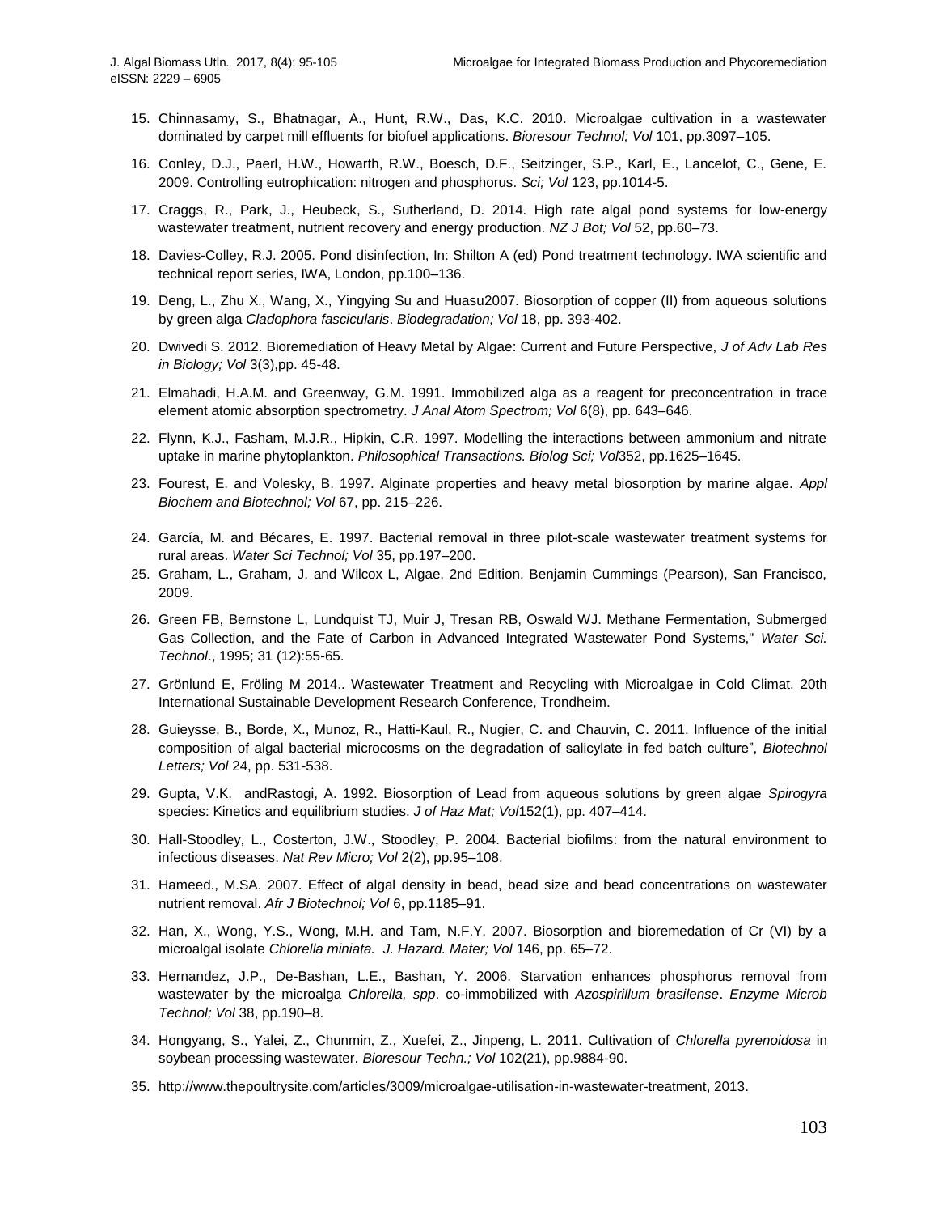15. Chinnasamy, S., Bhatnagar, A., Hunt, R.W., Das, K.C. 2010. Microalgae cultivation in a wastewater dominated by carpet mill effluents for biofuel applications. *Bioresour Technol; Vol* 101, pp.3097–105.

16. Conley, D.J., Paerl, H.W., Howarth, R.W., Boesch, D.F., Seitzinger, S.P., Karl, E., Lancelot, C., Gene, E. 2009. Controlling eutrophication: nitrogen and phosphorus. *Sci; Vol* 123, pp.1014-5.

17. Craggs, R., Park, J., Heubeck, S., Sutherland, D. 2014. High rate algal pond systems for low-energy wastewater treatment, nutrient recovery and energy production. *NZ J Bot; Vol* 52, pp.60–73.

18. Davies-Colley, R.J. 2005. Pond disinfection, In: Shilton A (ed) Pond treatment technology. IWA scientific and technical report series, IWA, London, pp.100–136.

19. Deng, L., Zhu X., Wang, X., Yingying Su and Huasu2007. Biosorption of copper (II) from aqueous solutions by green alga *Cladophora fascicularis*. *Biodegradation; Vol* 18, pp. 393-402.

20. Dwivedi S. 2012. Bioremediation of Heavy Metal by Algae: Current and Future Perspective, *J of Adv Lab Res in Biology; Vol* 3(3),pp. 45-48.

21. Elmahadi, H.A.M. and Greenway, G.M. 1991. Immobilized alga as a reagent for preconcentration in trace element atomic absorption spectrometry. *J Anal Atom Spectrom; Vol* 6(8), pp. 643–646.

22. Flynn, K.J., Fasham, M.J.R., Hipkin, C.R. 1997. Modelling the interactions between ammonium and nitrate uptake in marine phytoplankton. *Philosophical Transactions. Biolog Sci; Vol*352, pp.1625–1645.

23. Fourest, E. and Volesky, B. 1997. Alginate properties and heavy metal biosorption by marine algae. *Appl Biochem and Biotechnol; Vol* 67, pp. 215–226.

24. García, M. and Bécares, E. 1997. Bacterial removal in three pilot-scale wastewater treatment systems for rural areas. *Water Sci Technol; Vol* 35, pp.197–200.

25. Graham, L., Graham, J. and Wilcox L, Algae, 2nd Edition. Benjamin Cummings (Pearson), San Francisco, 2009.

26. Green FB, Bernstone L, Lundquist TJ, Muir J, Tresan RB, Oswald WJ. Methane Fermentation, Submerged Gas Collection, and the Fate of Carbon in Advanced Integrated Wastewater Pond Systems," *Water Sci. Technol*., 1995; 31 (12):55-65.

27. Grönlund E, Fröling M 2014.. Wastewater Treatment and Recycling with Microalgae in Cold Climat. 20th International Sustainable Development Research Conference, Trondheim.

28. Guieysse, B., Borde, X., Munoz, R., Hatti-Kaul, R., Nugier, C. and Chauvin, C. 2011. Influence of the initial composition of algal bacterial microcosms on the degradation of salicylate in fed batch culture", *Biotechnol Letters; Vol* 24, pp. 531-538.

29. Gupta, V.K. andRastogi, A. 1992. Biosorption of Lead from aqueous solutions by green algae *Spirogyra* species: Kinetics and equilibrium studies. *J of Haz Mat; Vol*152(1), pp. 407–414.

30. Hall-Stoodley, L., Costerton, J.W., Stoodley, P. 2004. Bacterial biofilms: from the natural environment to infectious diseases. *Nat Rev Micro; Vol* 2(2), pp.95–108.

31. Hameed., M.SA. 2007. Effect of algal density in bead, bead size and bead concentrations on wastewater nutrient removal. *Afr J Biotechnol; Vol* 6, pp.1185–91.

32. Han, X., Wong, Y.S., Wong, M.H. and Tam, N.F.Y. 2007. Biosorption and bioremedation of Cr (VI) by a microalgal isolate *Chlorella miniata. J. Hazard. Mater; Vol* 146, pp. 65–72.

33. Hernandez, J.P., De-Bashan, L.E., Bashan, Y. 2006. Starvation enhances phosphorus removal from wastewater by the microalga *Chlorella, spp*. co-immobilized with *Azospirillum brasilense*. *Enzyme Microb Technol; Vol* 38, pp.190–8.

34. Hongyang, S., Yalei, Z., Chunmin, Z., Xuefei, Z., Jinpeng, L. 2011. Cultivation of *Chlorella pyrenoidosa* in soybean processing wastewater. *Bioresour Techn.; Vol* 102(21), pp.9884-90.

35. http://www.thepoultrysite.com/articles/3009/microalgae-utilisation-in-wastewater-treatment, 2013.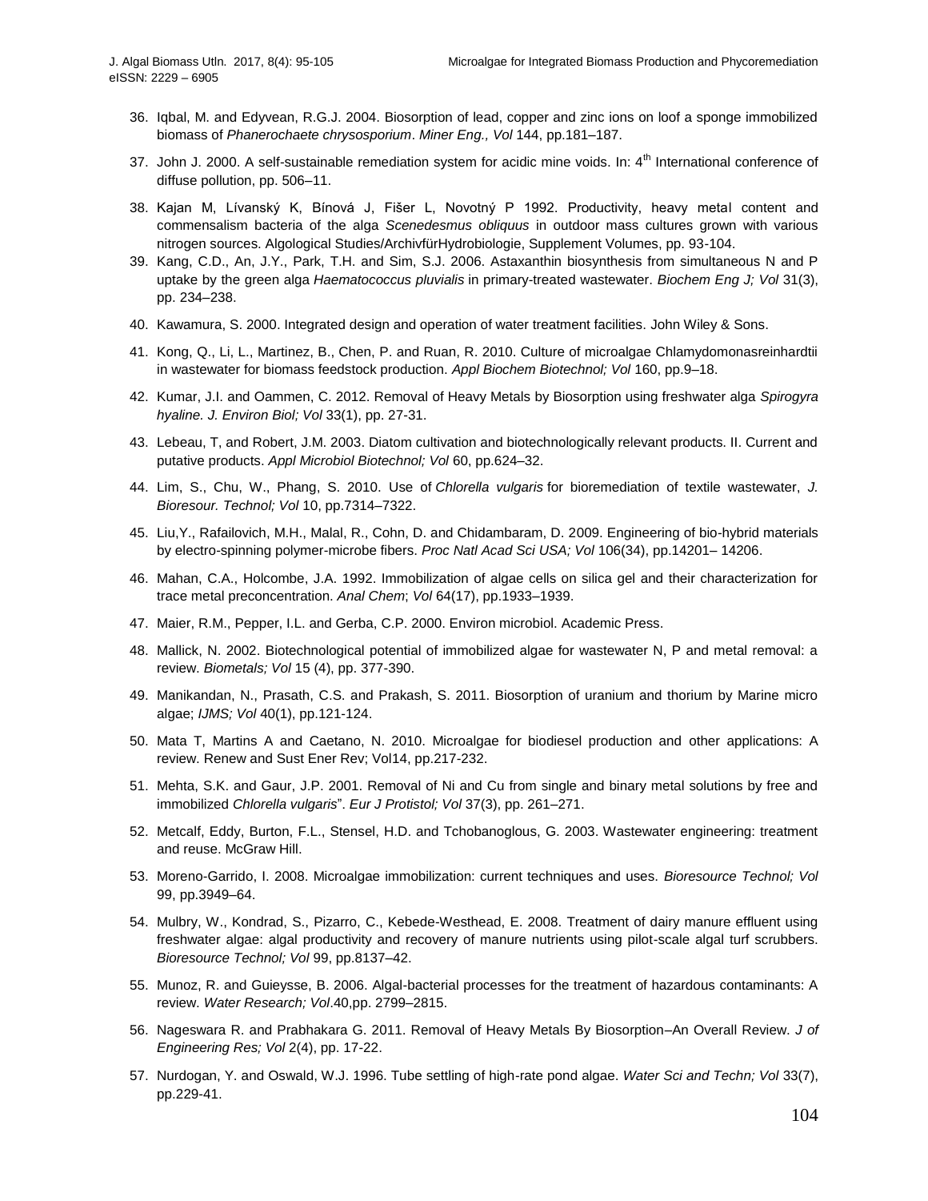36. Iqbal, M. and Edyvean, R.G.J. 2004. Biosorption of lead, copper and zinc ions on loof a sponge immobilized biomass of *Phanerochaete chrysosporium*. *Miner Eng., Vol* 144, pp.181–187.

37. John J. 2000. A self-sustainable remediation system for acidic mine voids. In: 4th International conference of diffuse pollution, pp. 506–11.

38. Kajan M, Lívanský K, Bínová J, Fišer L, Novotný P 1992. Productivity, heavy metal content and commensalism bacteria of the alga *Scenedesmus obliquus* in outdoor mass cultures grown with various nitrogen sources. Algological Studies/ArchivfürHydrobiologie, Supplement Volumes, pp. 93-104.

39. Kang, C.D., An, J.Y., Park, T.H. and Sim, S.J. 2006. Astaxanthin biosynthesis from simultaneous N and P uptake by the green alga *Haematococcus pluvialis* in primary-treated wastewater. *Biochem Eng J; Vol* 31(3), pp. 234–238.

40. Kawamura, S. 2000. Integrated design and operation of water treatment facilities. John Wiley & Sons.

41. Kong, Q., Li, L., Martinez, B., Chen, P. and Ruan, R. 2010. Culture of microalgae Chlamydomonasreinhardtii in wastewater for biomass feedstock production. *Appl Biochem Biotechnol; Vol* 160, pp.9–18.

42. Kumar, J.I. and Oammen, C. 2012. Removal of Heavy Metals by Biosorption using freshwater alga *Spirogyra hyaline. J. Environ Biol; Vol* 33(1), pp. 27-31.

43. Lebeau, T, and Robert, J.M. 2003. Diatom cultivation and biotechnologically relevant products. II. Current and putative products. *Appl Microbiol Biotechnol; Vol* 60, pp.624–32.

44. Lim, S., Chu, W., Phang, S. 2010. Use of *Chlorella vulgaris* for bioremediation of textile wastewater, *J. Bioresour. Technol; Vol* 10, pp.7314–7322.

45. Liu,Y., Rafailovich, M.H., Malal, R., Cohn, D. and Chidambaram, D. 2009. Engineering of bio-hybrid materials by electro-spinning polymer-microbe fibers. *Proc Natl Acad Sci USA; Vol* 106(34), pp.14201– 14206.

46. Mahan, C.A., Holcombe, J.A. 1992. Immobilization of algae cells on silica gel and their characterization for trace metal preconcentration. *Anal Chem*; *Vol* 64(17), pp.1933–1939.

47. Maier, R.M., Pepper, I.L. and Gerba, C.P. 2000. Environ microbiol. Academic Press.

48. Mallick, N. 2002. Biotechnological potential of immobilized algae for wastewater N, P and metal removal: a review. *Biometals; Vol* 15 (4), pp. 377-390.

49. Manikandan, N., Prasath, C.S. and Prakash, S. 2011. Biosorption of uranium and thorium by Marine micro algae; *IJMS; Vol* 40(1), pp.121-124.

50. Mata T, Martins A and Caetano, N. 2010. Microalgae for biodiesel production and other applications: A review. Renew and Sust Ener Rev; Vol14, pp.217-232.

51. Mehta, S.K. and Gaur, J.P. 2001. Removal of Ni and Cu from single and binary metal solutions by free and immobilized *Chlorella vulgaris*". *Eur J Protistol; Vol* 37(3), pp. 261–271.

52. Metcalf, Eddy, Burton, F.L., Stensel, H.D. and Tchobanoglous, G. 2003. Wastewater engineering: treatment and reuse. McGraw Hill.

53. Moreno-Garrido, I. 2008. Microalgae immobilization: current techniques and uses. *Bioresource Technol; Vol* 99, pp.3949–64.

54. Mulbry, W., Kondrad, S., Pizarro, C., Kebede-Westhead, E. 2008. Treatment of dairy manure effluent using freshwater algae: algal productivity and recovery of manure nutrients using pilot-scale algal turf scrubbers. *Bioresource Technol; Vol* 99, pp.8137–42.

55. Munoz, R. and Guieysse, B. 2006. Algal-bacterial processes for the treatment of hazardous contaminants: A review. *Water Research; Vol*.40,pp. 2799–2815.

56. Nageswara R. and Prabhakara G. 2011. Removal of Heavy Metals By Biosorption–An Overall Review. *J of Engineering Res; Vol* 2(4), pp. 17-22.

57. Nurdogan, Y. and Oswald, W.J. 1996. Tube settling of high-rate pond algae. *Water Sci and Techn; Vol* 33(7), pp.229-41.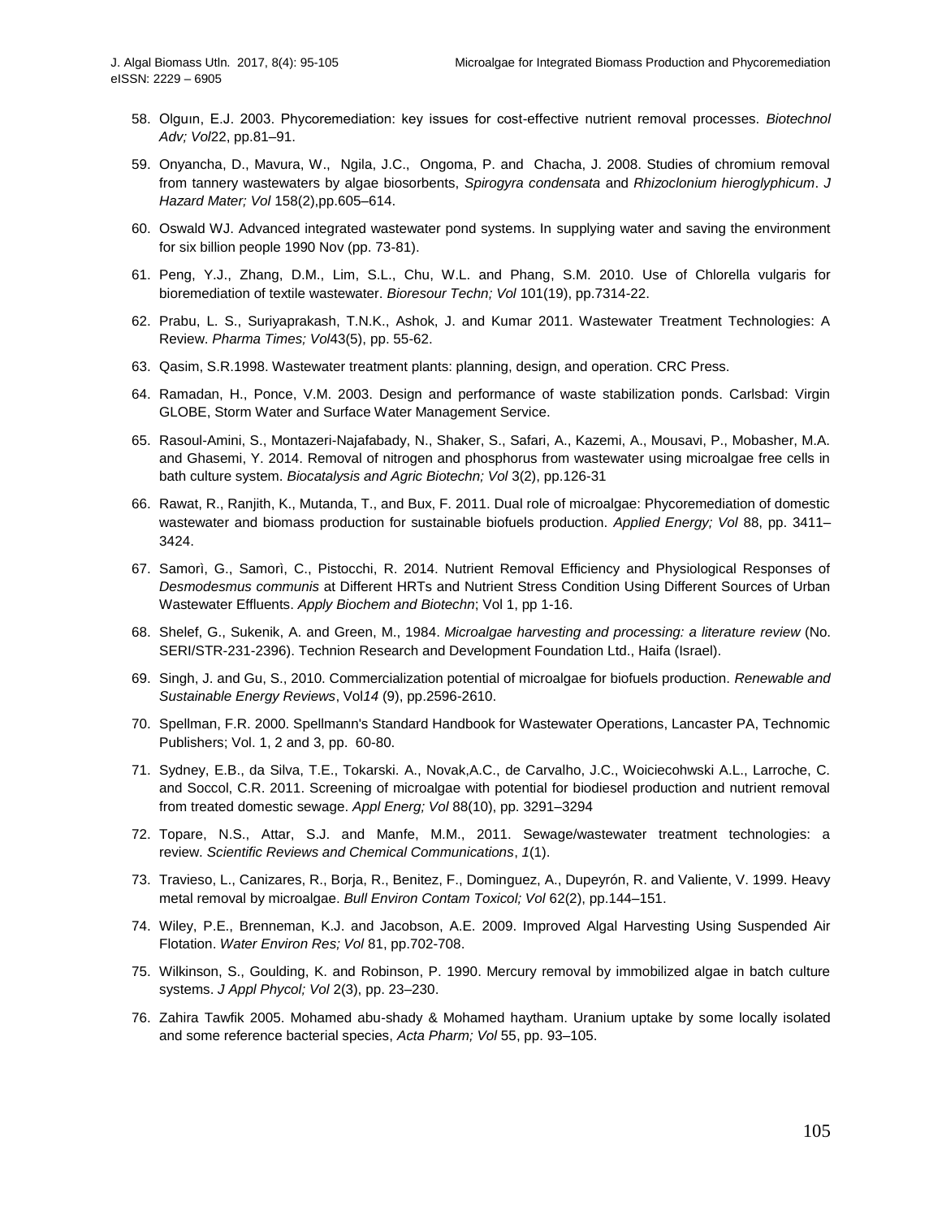58. Olguın, E.J. 2003. Phycoremediation: key issues for cost-effective nutrient removal processes. *Biotechnol Adv; Vol*22, pp.81–91.
59. Onyancha, D., Mavura, W., Ngila, J.C., Ongoma, P. and Chacha, J. 2008. Studies of chromium removal from tannery wastewaters by algae biosorbents, *Spirogyra condensata* and *Rhizoclonium hieroglyphicum*. *J Hazard Mater; Vol* 158(2),pp.605–614.
60. Oswald WJ. Advanced integrated wastewater pond systems. In supplying water and saving the environment for six billion people 1990 Nov (pp. 73-81).
61. Peng, Y.J., Zhang, D.M., Lim, S.L., Chu, W.L. and Phang, S.M. 2010. Use of Chlorella vulgaris for bioremediation of textile wastewater. *Bioresour Techn; Vol* 101(19), pp.7314-22.
62. Prabu, L. S., Suriyaprakash, T.N.K., Ashok, J. and Kumar 2011. Wastewater Treatment Technologies: A Review. *Pharma Times; Vol*43(5), pp. 55-62.
63. Qasim, S.R.1998. Wastewater treatment plants: planning, design, and operation. CRC Press.
64. Ramadan, H., Ponce, V.M. 2003. Design and performance of waste stabilization ponds. Carlsbad: Virgin GLOBE, Storm Water and Surface Water Management Service.
65. Rasoul-Amini, S., Montazeri-Najafabady, N., Shaker, S., Safari, A., Kazemi, A., Mousavi, P., Mobasher, M.A. and Ghasemi, Y. 2014. Removal of nitrogen and phosphorus from wastewater using microalgae free cells in bath culture system. *Biocatalysis and Agric Biotechn; Vol* 3(2), pp.126-31
66. Rawat, R., Ranjith, K., Mutanda, T., and Bux, F. 2011. Dual role of microalgae: Phycoremediation of domestic wastewater and biomass production for sustainable biofuels production. *Applied Energy; Vol* 88, pp. 3411–3424.
67. Samorì, G., Samorì, C., Pistocchi, R. 2014. Nutrient Removal Efficiency and Physiological Responses of *Desmodesmus communis* at Different HRTs and Nutrient Stress Condition Using Different Sources of Urban Wastewater Effluents. *Apply Biochem and Biotechn*; Vol 1, pp 1-16.
68. Shelef, G., Sukenik, A. and Green, M., 1984. *Microalgae harvesting and processing: a literature review* (No. SERI/STR-231-2396). Technion Research and Development Foundation Ltd., Haifa (Israel).
69. Singh, J. and Gu, S., 2010. Commercialization potential of microalgae for biofuels production. *Renewable and Sustainable Energy Reviews*, Vol*14* (9), pp.2596-2610.
70. Spellman, F.R. 2000. Spellmann's Standard Handbook for Wastewater Operations, Lancaster PA, Technomic Publishers; Vol. 1, 2 and 3, pp. 60-80.
71. Sydney, E.B., da Silva, T.E., Tokarski. A., Novak,A.C., de Carvalho, J.C., Woiciecohwski A.L., Larroche, C. and Soccol, C.R. 2011. Screening of microalgae with potential for biodiesel production and nutrient removal from treated domestic sewage. *Appl Energ; Vol* 88(10), pp. 3291–3294
72. Topare, N.S., Attar, S.J. and Manfe, M.M., 2011. Sewage/wastewater treatment technologies: a review. *Scientific Reviews and Chemical Communications*, *1*(1).
73. Travieso, L., Canizares, R., Borja, R., Benitez, F., Dominguez, A., Dupeyrón, R. and Valiente, V. 1999. Heavy metal removal by microalgae. *Bull Environ Contam Toxicol; Vol* 62(2), pp.144–151.
74. Wiley, P.E., Brenneman, K.J. and Jacobson, A.E. 2009. Improved Algal Harvesting Using Suspended Air Flotation. *Water Environ Res; Vol* 81, pp.702-708.
75. Wilkinson, S., Goulding, K. and Robinson, P. 1990. Mercury removal by immobilized algae in batch culture systems. *J Appl Phycol; Vol* 2(3), pp. 23–230.
76. Zahira Tawfik 2005. Mohamed abu-shady & Mohamed haytham. Uranium uptake by some locally isolated and some reference bacterial species, *Acta Pharm; Vol* 55, pp. 93–105.